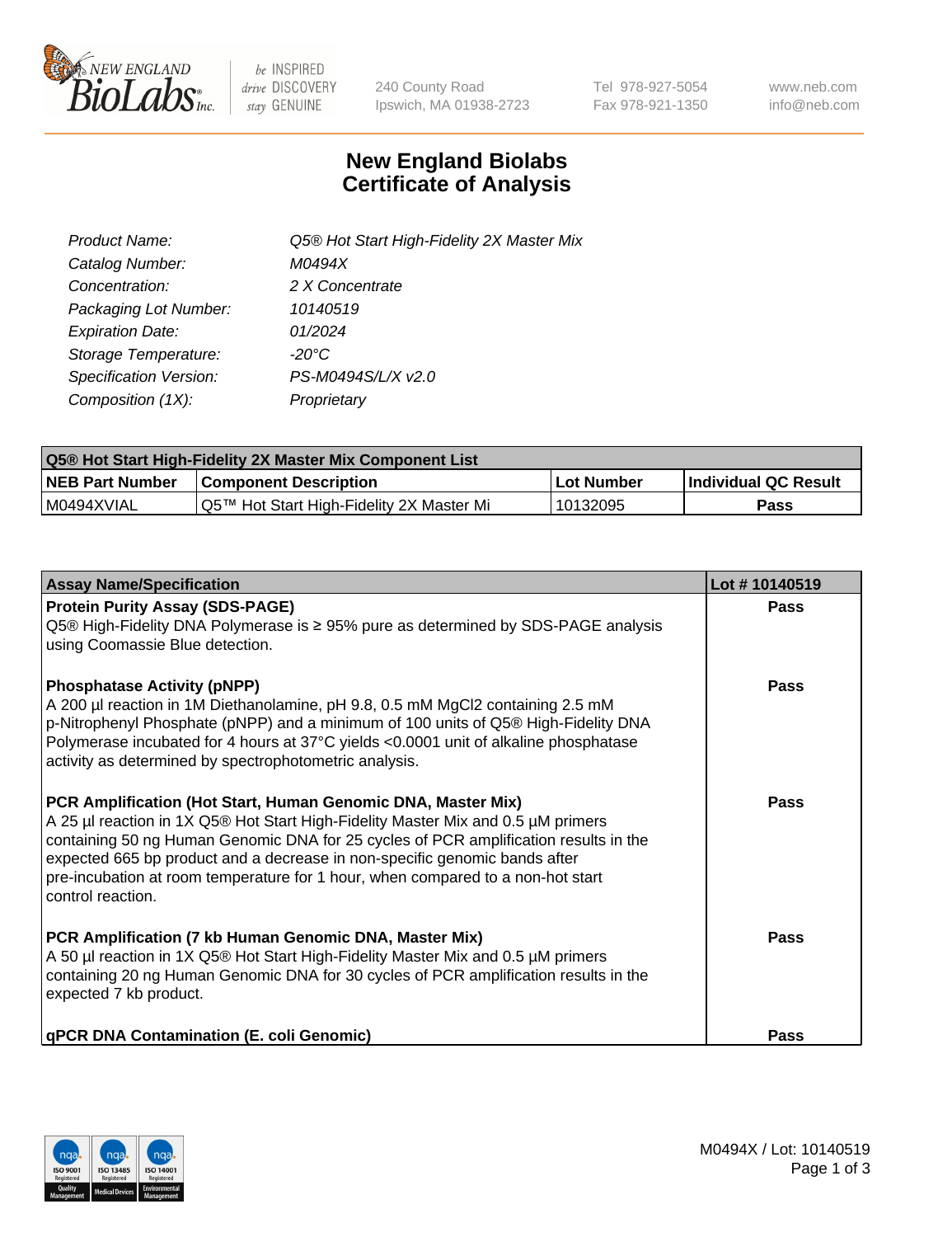NEW ENGLAND BioLabs Inc. — be INSPIRED drive DISCOVERY stay GENUINE

240 County Road
Ipswich, MA 01938-2723

Tel 978-927-5054
Fax 978-921-1350

www.neb.com
info@neb.com

# New England Biolabs
# Certificate of Analysis

| | |
|---|---|
| *Product Name:* | *Q5® Hot Start High-Fidelity 2X Master Mix* |
| *Catalog Number:* | *M0494X* |
| *Concentration:* | *2 X Concentrate* |
| *Packaging Lot Number:* | *10140519* |
| *Expiration Date:* | *01/2024* |
| *Storage Temperature:* | *-20°C* |
| *Specification Version:* | *PS-M0494S/L/X v2.0* |
| *Composition (1X):* | *Proprietary* |

| Q5® Hot Start High-Fidelity 2X Master Mix Component List | | | |
|---|---|---|---|
| **NEB Part Number** | **Component Description** | **Lot Number** | **Individual QC Result** |
| M0494XVIAL | Q5™ Hot Start High-Fidelity 2X Master Mi | 10132095 | **Pass** |

| Assay Name/Specification | Lot # 10140519 |
|---|---|
| **Protein Purity Assay (SDS-PAGE)**<br>Q5® High-Fidelity DNA Polymerase is ≥ 95% pure as determined by SDS-PAGE analysis using Coomassie Blue detection. | **Pass** |
| **Phosphatase Activity (pNPP)**<br>A 200 µl reaction in 1M Diethanolamine, pH 9.8, 0.5 mM $MgCl_2$ containing 2.5 mM p-Nitrophenyl Phosphate (pNPP) and a minimum of 100 units of Q5® High-Fidelity DNA Polymerase incubated for 4 hours at 37°C yields <0.0001 unit of alkaline phosphatase activity as determined by spectrophotometric analysis. | **Pass** |
| **PCR Amplification (Hot Start, Human Genomic DNA, Master Mix)**<br>A 25 µl reaction in 1X Q5® Hot Start High-Fidelity Master Mix and 0.5 µM primers containing 50 ng Human Genomic DNA for 25 cycles of PCR amplification results in the expected 665 bp product and a decrease in non-specific genomic bands after pre-incubation at room temperature for 1 hour, when compared to a non-hot start control reaction. | **Pass** |
| **PCR Amplification (7 kb Human Genomic DNA, Master Mix)**<br>A 50 µl reaction in 1X Q5® Hot Start High-Fidelity Master Mix and 0.5 µM primers containing 20 ng Human Genomic DNA for 30 cycles of PCR amplification results in the expected 7 kb product. | **Pass** |
| **qPCR DNA Contamination (E. coli Genomic)** | **Pass** |

M0494X / Lot: 10140519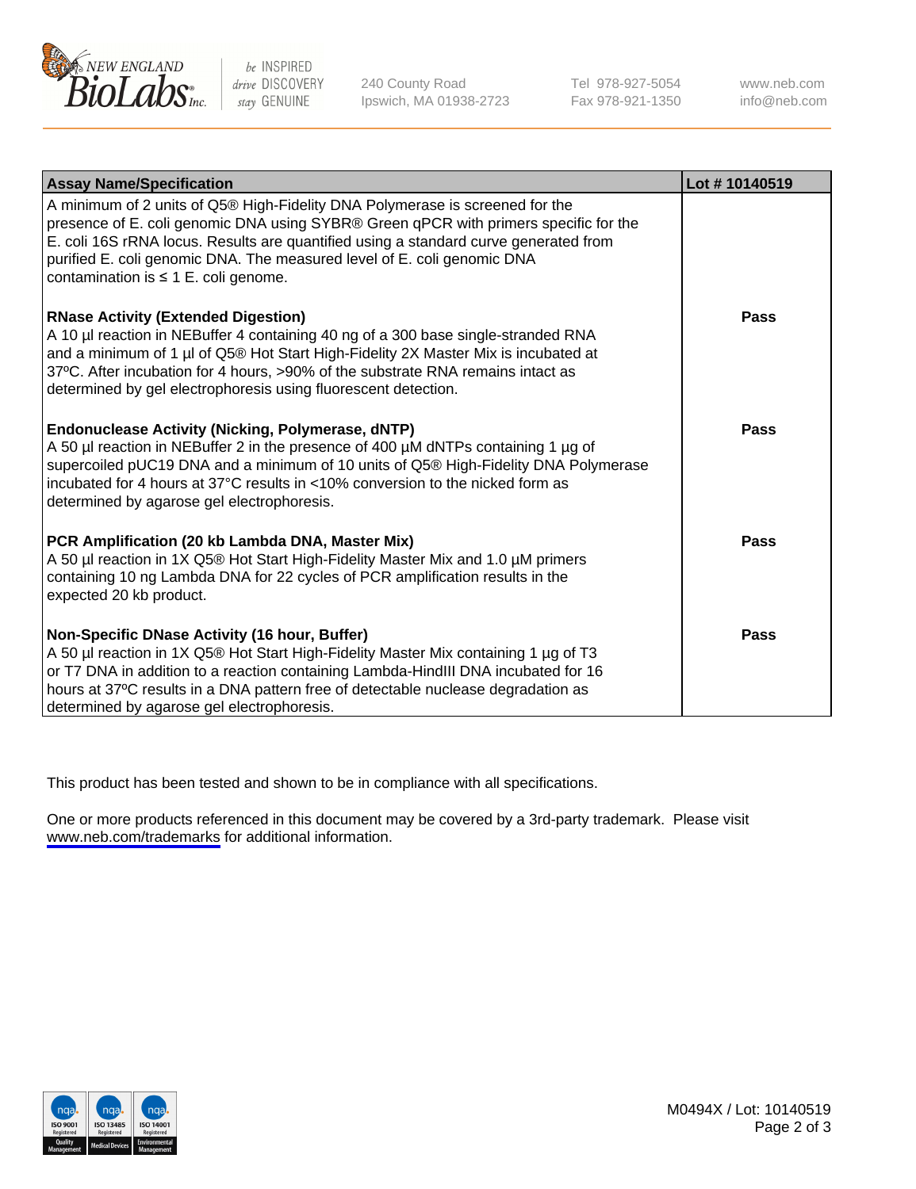| Assay Name/Specification | Lot # 10140519 |
|---|---|
| A minimum of 2 units of Q5® High-Fidelity DNA Polymerase is screened for the presence of E. coli genomic DNA using SYBR® Green qPCR with primers specific for the E. coli 16S rRNA locus. Results are quantified using a standard curve generated from purified E. coli genomic DNA. The measured level of E. coli genomic DNA contamination is ≤ 1 E. coli genome. | |
| **RNase Activity (Extended Digestion)**<br>A 10 µl reaction in NEBuffer 4 containing 40 ng of a 300 base single-stranded RNA and a minimum of 1 µl of Q5® Hot Start High-Fidelity 2X Master Mix is incubated at 37ºC. After incubation for 4 hours, >90% of the substrate RNA remains intact as determined by gel electrophoresis using fluorescent detection. | **Pass** |
| **Endonuclease Activity (Nicking, Polymerase, dNTP)**<br>A 50 µl reaction in NEBuffer 2 in the presence of 400 µM dNTPs containing 1 µg of supercoiled pUC19 DNA and a minimum of 10 units of Q5® High-Fidelity DNA Polymerase incubated for 4 hours at 37°C results in <10% conversion to the nicked form as determined by agarose gel electrophoresis. | **Pass** |
| **PCR Amplification (20 kb Lambda DNA, Master Mix)**<br>A 50 µl reaction in 1X Q5® Hot Start High-Fidelity Master Mix and 1.0 µM primers containing 10 ng Lambda DNA for 22 cycles of PCR amplification results in the expected 20 kb product. | **Pass** |
| **Non-Specific DNase Activity (16 hour, Buffer)**<br>A 50 µl reaction in 1X Q5® Hot Start High-Fidelity Master Mix containing 1 µg of T3 or T7 DNA in addition to a reaction containing Lambda-HindIII DNA incubated for 16 hours at 37ºC results in a DNA pattern free of detectable nuclease degradation as determined by agarose gel electrophoresis. | **Pass** |

This product has been tested and shown to be in compliance with all specifications.

One or more products referenced in this document may be covered by a 3rd-party trademark. Please visit www.neb.com/trademarks for additional information.

M0494X / Lot: 10140519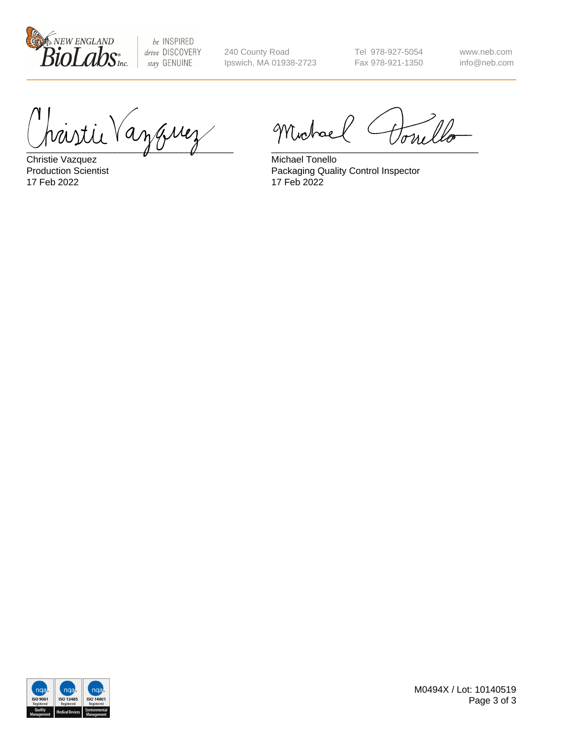Christie Vazquez
Production Scientist
17 Feb 2022

Michael Tonello
Packaging Quality Control Inspector
17 Feb 2022

M0494X / Lot: 10140519